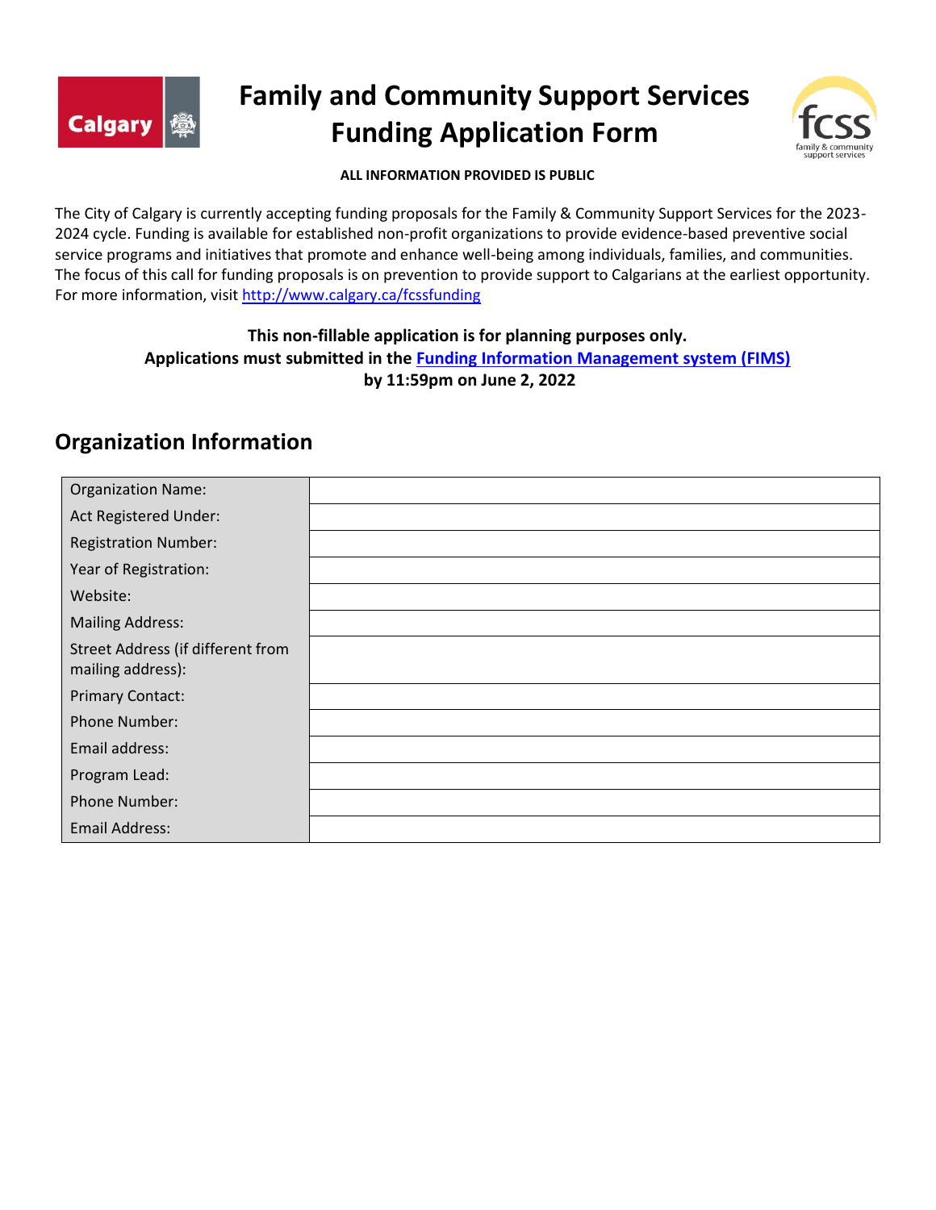# Family and Community Support Services Funding Application Form

**ALL INFORMATION PROVIDED IS PUBLIC**

The City of Calgary is currently accepting funding proposals for the Family & Community Support Services for the 2023-2024 cycle. Funding is available for established non-profit organizations to provide evidence-based preventive social service programs and initiatives that promote and enhance well-being among individuals, families, and communities. The focus of this call for funding proposals is on prevention to provide support to Calgarians at the earliest opportunity. For more information, visit http://www.calgary.ca/fcssfunding

**This non-fillable application is for planning purposes only.**
**Applications must submitted in the Funding Information Management system (FIMS)**
**by 11:59pm on June 2, 2022**

## Organization Information

| | |
|---|---|
| Organization Name: | |
| Act Registered Under: | |
| Registration Number: | |
| Year of Registration: | |
| Website: | |
| Mailing Address: | |
| Street Address (if different from mailing address): | |
| Primary Contact: | |
| Phone Number: | |
| Email address: | |
| Program Lead: | |
| Phone Number: | |
| Email Address: | |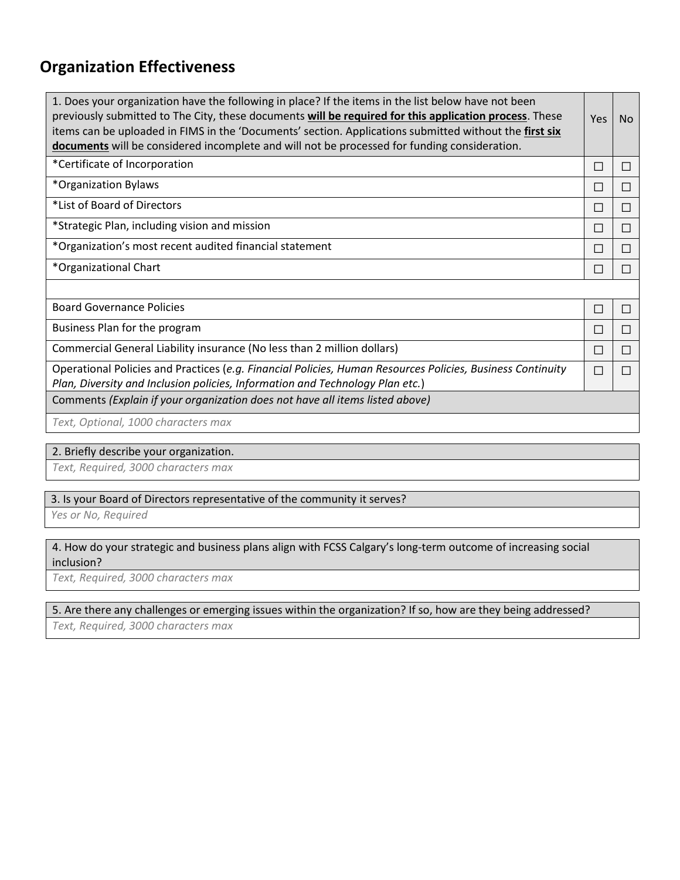## Organization Effectiveness

| 1. Does your organization have the following in place? If the items in the list below have not been previously submitted to The City, these documents **will be required for this application process**. These items can be uploaded in FIMS in the 'Documents' section. Applications submitted without the **first six documents** will be considered incomplete and will not be processed for funding consideration. | Yes | No |
|---|---|---|
| *Certificate of Incorporation | ☐ | ☐ |
| *Organization Bylaws | ☐ | ☐ |
| *List of Board of Directors | ☐ | ☐ |
| *Strategic Plan, including vision and mission | ☐ | ☐ |
| *Organization's most recent audited financial statement | ☐ | ☐ |
| *Organizational Chart | ☐ | ☐ |
| | | |
| Board Governance Policies | ☐ | ☐ |
| Business Plan for the program | ☐ | ☐ |
| Commercial General Liability insurance (No less than 2 million dollars) | ☐ | ☐ |
| Operational Policies and Practices (*e.g. Financial Policies, Human Resources Policies, Business Continuity Plan, Diversity and Inclusion policies, Information and Technology Plan etc.*) | ☐ | ☐ |
| Comments *(Explain if your organization does not have all items listed above)* | | |
| *Text, Optional, 1000 characters max* | | |

| 2. Briefly describe your organization. |
|---|
| *Text, Required, 3000 characters max* |

| 3. Is your Board of Directors representative of the community it serves? |
|---|
| *Yes or No, Required* |

| 4. How do your strategic and business plans align with FCSS Calgary's long-term outcome of increasing social inclusion? |
|---|
| *Text, Required, 3000 characters max* |

| 5. Are there any challenges or emerging issues within the organization? If so, how are they being addressed? |
|---|
| *Text, Required, 3000 characters max* |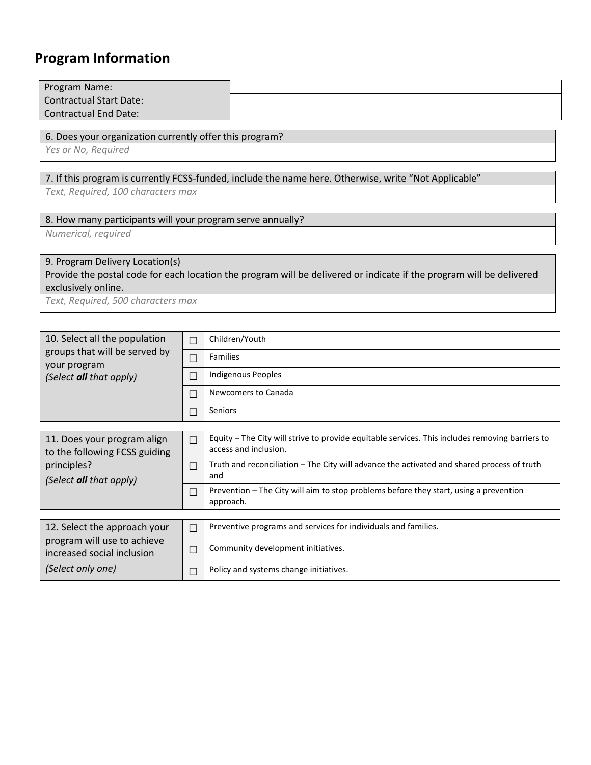## Program Information

| Program Name: | |
|---|---|
| Contractual Start Date: | |
| Contractual End Date: | |

| 6. Does your organization currently offer this program? |
|---|
| *Yes or No, Required* |

| 7. If this program is currently FCSS-funded, include the name here. Otherwise, write "Not Applicable" |
|---|
| *Text, Required, 100 characters max* |

| 8. How many participants will your program serve annually? |
|---|
| *Numerical, required* |

| 9. Program Delivery Location(s) Provide the postal code for each location the program will be delivered or indicate if the program will be delivered exclusively online. |
|---|
| *Text, Required, 500 characters max* |

| 10. Select all the population groups that will be served by your program *(Select **all** that apply)* | | |
|---|---|---|
| | ☐ | Children/Youth |
| | ☐ | Families |
| | ☐ | Indigenous Peoples |
| | ☐ | Newcomers to Canada |
| | ☐ | Seniors |

| 11. Does your program align to the following FCSS guiding principles? *(Select **all** that apply)* | | |
|---|---|---|
| | ☐ | Equity – The City will strive to provide equitable services. This includes removing barriers to access and inclusion. |
| | ☐ | Truth and reconciliation – The City will advance the activated and shared process of truth and |
| | ☐ | Prevention – The City will aim to stop problems before they start, using a prevention approach. |

| 12. Select the approach your program will use to achieve increased social inclusion *(Select only one)* | | |
|---|---|---|
| | ☐ | Preventive programs and services for individuals and families. |
| | ☐ | Community development initiatives. |
| | ☐ | Policy and systems change initiatives. |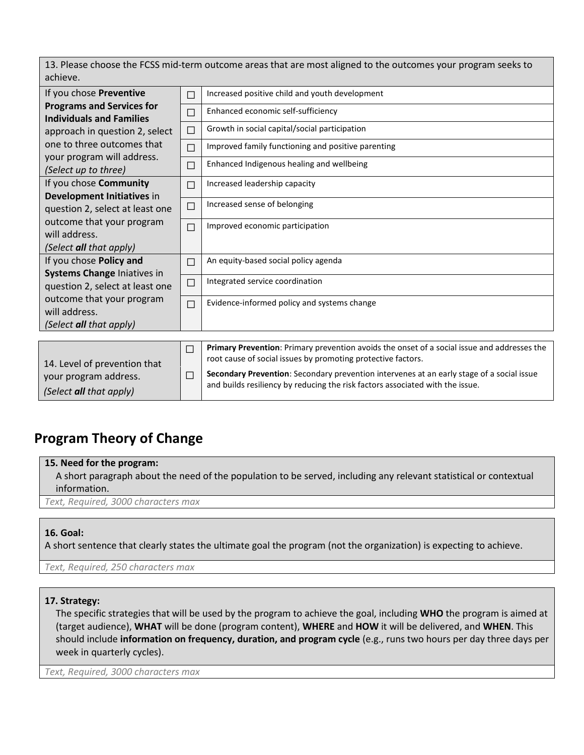| 13. Please choose the FCSS mid-term outcome areas that are most aligned to the outcomes your program seeks to achieve. | | |
|---|---|---|
| If you chose **Preventive Programs and Services for Individuals and Families** approach in question 2, select one to three outcomes that your program will address. *(Select up to three)* | ☐ | Increased positive child and youth development |
| | ☐ | Enhanced economic self-sufficiency |
| | ☐ | Growth in social capital/social participation |
| | ☐ | Improved family functioning and positive parenting |
| | ☐ | Enhanced Indigenous healing and wellbeing |
| If you chose **Community Development Initiatives** in question 2, select at least one outcome that your program will address. *(Select **all** that apply)* | ☐ | Increased leadership capacity |
| | ☐ | Increased sense of belonging |
| | ☐ | Improved economic participation |
| If you chose **Policy and Systems Change** Iniatives in question 2, select at least one outcome that your program will address. *(Select **all** that apply)* | ☐ | An equity-based social policy agenda |
| | ☐ | Integrated service coordination |
| | ☐ | Evidence-informed policy and systems change |

| 14. Level of prevention that your program address. *(Select **all** that apply)* | | |
|---|---|---|
| | ☐ | **Primary Prevention**: Primary prevention avoids the onset of a social issue and addresses the root cause of social issues by promoting protective factors. |
| | ☐ | **Secondary Prevention**: Secondary prevention intervenes at an early stage of a social issue and builds resiliency by reducing the risk factors associated with the issue. |

## Program Theory of Change

**15. Need for the program:**
A short paragraph about the need of the population to be served, including any relevant statistical or contextual information.

*Text, Required, 3000 characters max*

**16. Goal:**
A short sentence that clearly states the ultimate goal the program (not the organization) is expecting to achieve.

*Text, Required, 250 characters max*

**17. Strategy:**
The specific strategies that will be used by the program to achieve the goal, including **WHO** the program is aimed at (target audience), **WHAT** will be done (program content), **WHERE** and **HOW** it will be delivered, and **WHEN**. This should include **information on frequency, duration, and program cycle** (e.g., runs two hours per day three days per week in quarterly cycles).

*Text, Required, 3000 characters max*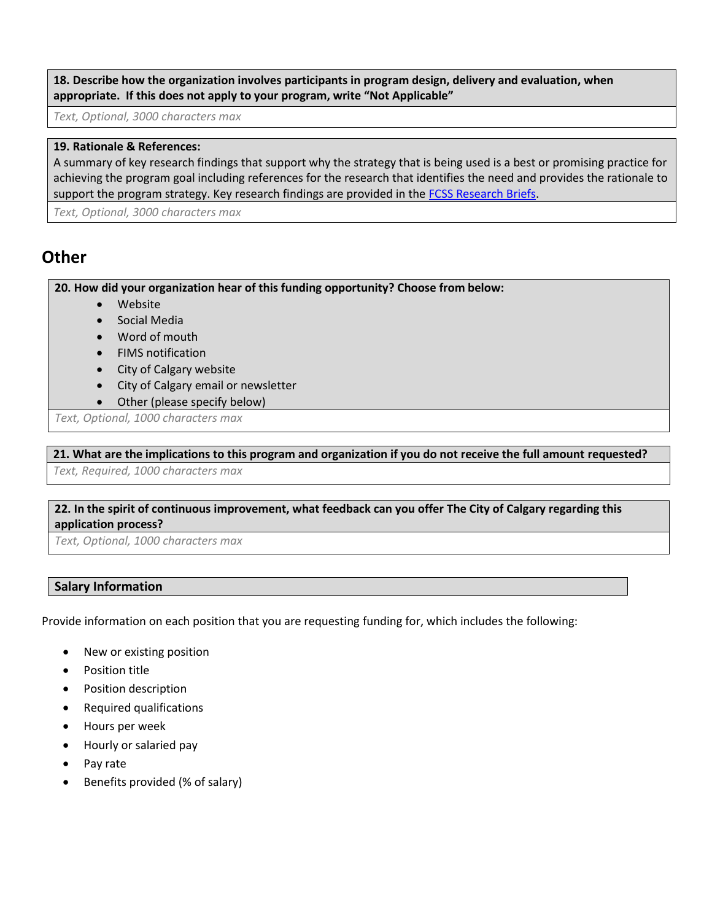**18. Describe how the organization involves participants in program design, delivery and evaluation, when appropriate. If this does not apply to your program, write "Not Applicable"**

*Text, Optional, 3000 characters max*

**19. Rationale & References:**

A summary of key research findings that support why the strategy that is being used is a best or promising practice for achieving the program goal including references for the research that identifies the need and provides the rationale to support the program strategy. Key research findings are provided in the FCSS Research Briefs.

*Text, Optional, 3000 characters max*

## Other

**20. How did your organization hear of this funding opportunity? Choose from below:**

- Website
- Social Media
- Word of mouth
- FIMS notification
- City of Calgary website
- City of Calgary email or newsletter
- Other (please specify below)

*Text, Optional, 1000 characters max*

**21. What are the implications to this program and organization if you do not receive the full amount requested?**

*Text, Required, 1000 characters max*

**22. In the spirit of continuous improvement, what feedback can you offer The City of Calgary regarding this application process?**

*Text, Optional, 1000 characters max*

**Salary Information**

Provide information on each position that you are requesting funding for, which includes the following:

- New or existing position
- Position title
- Position description
- Required qualifications
- Hours per week
- Hourly or salaried pay
- Pay rate
- Benefits provided (% of salary)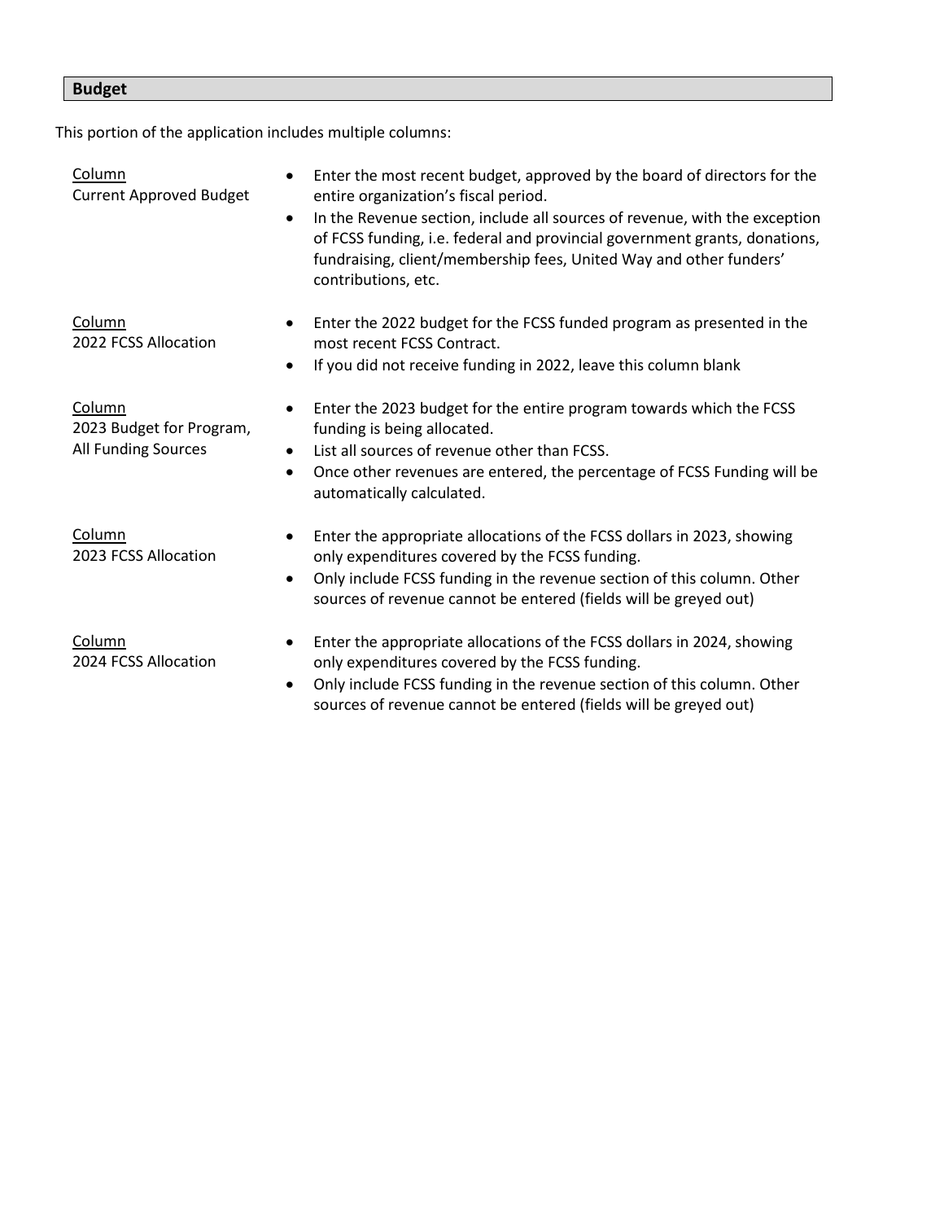## Budget

This portion of the application includes multiple columns:

Column
Current Approved Budget

- Enter the most recent budget, approved by the board of directors for the entire organization's fiscal period.
- In the Revenue section, include all sources of revenue, with the exception of FCSS funding, i.e. federal and provincial government grants, donations, fundraising, client/membership fees, United Way and other funders' contributions, etc.

Column
2022 FCSS Allocation

- Enter the 2022 budget for the FCSS funded program as presented in the most recent FCSS Contract.
- If you did not receive funding in 2022, leave this column blank

Column
2023 Budget for Program, All Funding Sources

- Enter the 2023 budget for the entire program towards which the FCSS funding is being allocated.
- List all sources of revenue other than FCSS.
- Once other revenues are entered, the percentage of FCSS Funding will be automatically calculated.

Column
2023 FCSS Allocation

- Enter the appropriate allocations of the FCSS dollars in 2023, showing only expenditures covered by the FCSS funding.
- Only include FCSS funding in the revenue section of this column. Other sources of revenue cannot be entered (fields will be greyed out)

Column
2024 FCSS Allocation

- Enter the appropriate allocations of the FCSS dollars in 2024, showing only expenditures covered by the FCSS funding.
- Only include FCSS funding in the revenue section of this column. Other sources of revenue cannot be entered (fields will be greyed out)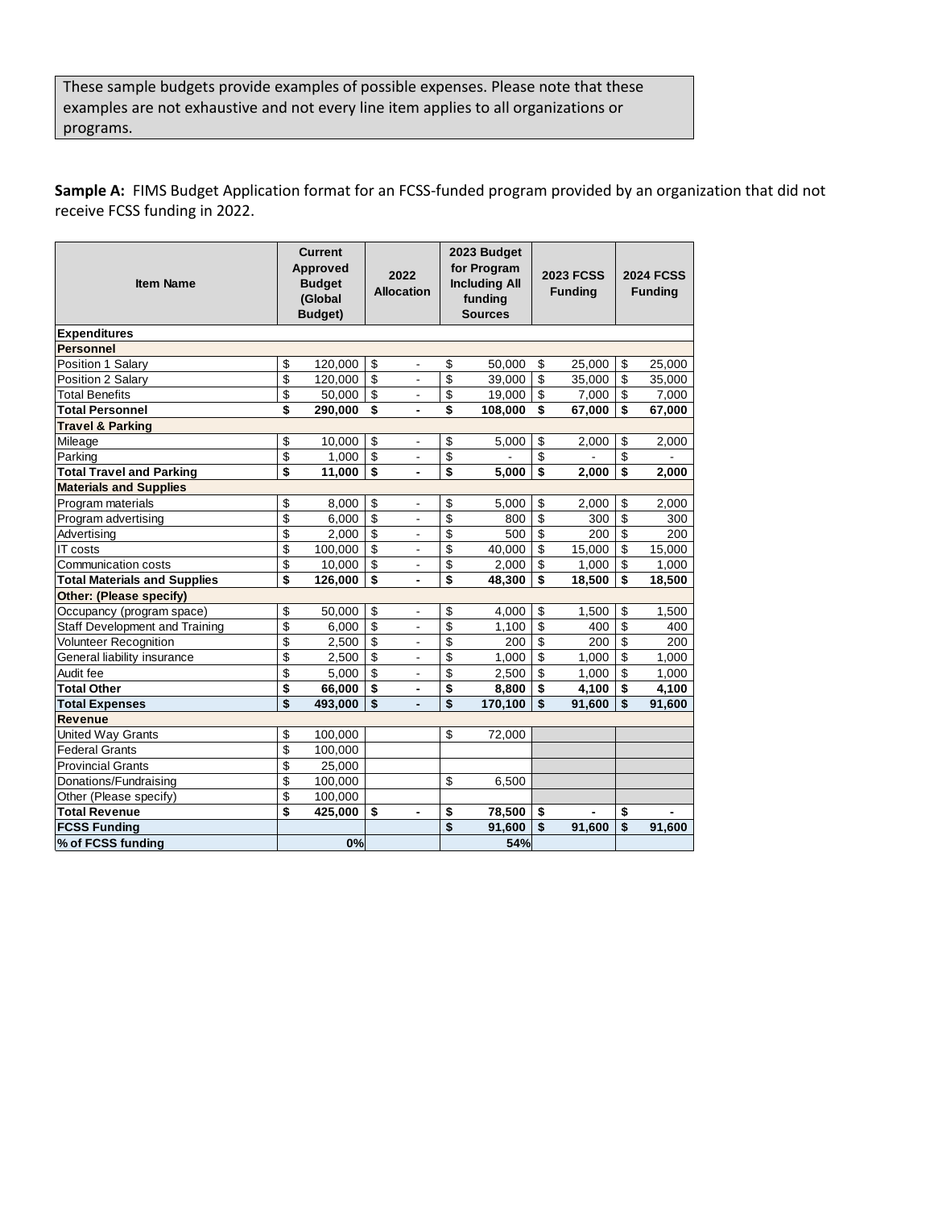These sample budgets provide examples of possible expenses. Please note that these examples are not exhaustive and not every line item applies to all organizations or programs.

**Sample A:** FIMS Budget Application format for an FCSS-funded program provided by an organization that did not receive FCSS funding in 2022.

| Item Name | Current Approved Budget (Global Budget) | 2022 Allocation | 2023 Budget for Program Including All funding Sources | 2023 FCSS Funding | 2024 FCSS Funding |
|---|---|---|---|---|---|
| **Expenditures** | | | | | |
| **Personnel** | | | | | |
| Position 1 Salary | $ 120,000 | $ - | $ 50,000 | $ 25,000 | $ 25,000 |
| Position 2 Salary | $ 120,000 | $ - | $ 39,000 | $ 35,000 | $ 35,000 |
| Total Benefits | $ 50,000 | $ - | $ 19,000 | $ 7,000 | $ 7,000 |
| **Total Personnel** | **$ 290,000** | **$ -** | **$ 108,000** | **$ 67,000** | **$ 67,000** |
| **Travel & Parking** | | | | | |
| Mileage | $ 10,000 | $ - | $ 5,000 | $ 2,000 | $ 2,000 |
| Parking | $ 1,000 | $ - | $ - | $ - | $ - |
| **Total Travel and Parking** | **$ 11,000** | **$ -** | **$ 5,000** | **$ 2,000** | **$ 2,000** |
| **Materials and Supplies** | | | | | |
| Program materials | $ 8,000 | $ - | $ 5,000 | $ 2,000 | $ 2,000 |
| Program advertising | $ 6,000 | $ - | $ 800 | $ 300 | $ 300 |
| Advertising | $ 2,000 | $ - | $ 500 | $ 200 | $ 200 |
| IT costs | $ 100,000 | $ - | $ 40,000 | $ 15,000 | $ 15,000 |
| Communication costs | $ 10,000 | $ - | $ 2,000 | $ 1,000 | $ 1,000 |
| **Total Materials and Supplies** | **$ 126,000** | **$ -** | **$ 48,300** | **$ 18,500** | **$ 18,500** |
| **Other: (Please specify)** | | | | | |
| Occupancy (program space) | $ 50,000 | $ - | $ 4,000 | $ 1,500 | $ 1,500 |
| Staff Development and Training | $ 6,000 | $ - | $ 1,100 | $ 400 | $ 400 |
| Volunteer Recognition | $ 2,500 | $ - | $ 200 | $ 200 | $ 200 |
| General liability insurance | $ 2,500 | $ - | $ 1,000 | $ 1,000 | $ 1,000 |
| Audit fee | $ 5,000 | $ - | $ 2,500 | $ 1,000 | $ 1,000 |
| **Total Other** | **$ 66,000** | **$ -** | **$ 8,800** | **$ 4,100** | **$ 4,100** |
| **Total Expenses** | **$ 493,000** | **$ -** | **$ 170,100** | **$ 91,600** | **$ 91,600** |
| **Revenue** | | | | | |
| United Way Grants | $ 100,000 | | $ 72,000 | | |
| Federal Grants | $ 100,000 | | | | |
| Provincial Grants | $ 25,000 | | | | |
| Donations/Fundraising | $ 100,000 | | $ 6,500 | | |
| Other (Please specify) | $ 100,000 | | | | |
| **Total Revenue** | **$ 425,000** | **$ -** | **$ 78,500** | **$ -** | **$ -** |
| **FCSS Funding** | | | **$ 91,600** | **$ 91,600** | **$ 91,600** |
| **% of FCSS funding** | **0%** | | **54%** | | |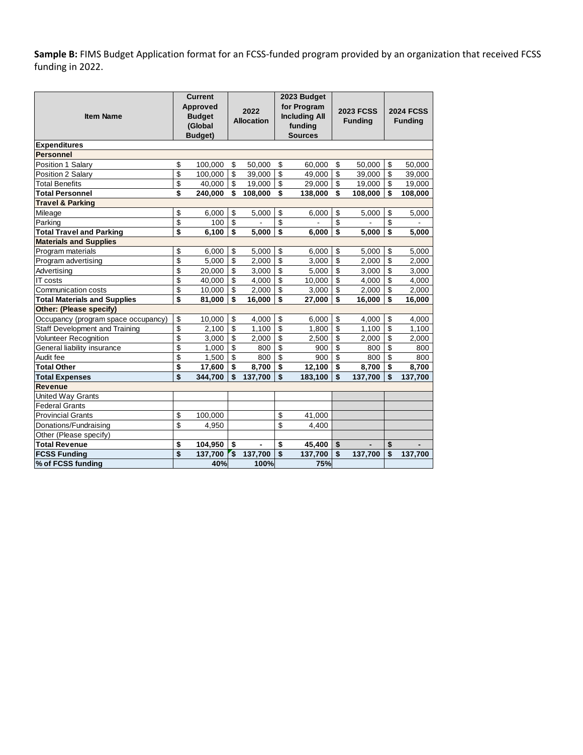**Sample B:** FIMS Budget Application format for an FCSS-funded program provided by an organization that received FCSS funding in 2022.

| Item Name | Current Approved Budget (Global Budget) | 2022 Allocation | 2023 Budget for Program Including All funding Sources | 2023 FCSS Funding | 2024 FCSS Funding |
|---|---|---|---|---|---|
| **Expenditures** | | | | | |
| **Personnel** | | | | | |
| Position 1 Salary | $ 100,000 | $ 50,000 | $ 60,000 | $ 50,000 | $ 50,000 |
| Position 2 Salary | $ 100,000 | $ 39,000 | $ 49,000 | $ 39,000 | $ 39,000 |
| Total Benefits | $ 40,000 | $ 19,000 | $ 29,000 | $ 19,000 | $ 19,000 |
| **Total Personnel** | **$ 240,000** | **$ 108,000** | **$ 138,000** | **$ 108,000** | **$ 108,000** |
| **Travel & Parking** | | | | | |
| Mileage | $ 6,000 | $ 5,000 | $ 6,000 | $ 5,000 | $ 5,000 |
| Parking | $ 100 | $ - | $ - | $ - | $ - |
| **Total Travel and Parking** | **$ 6,100** | **$ 5,000** | **$ 6,000** | **$ 5,000** | **$ 5,000** |
| **Materials and Supplies** | | | | | |
| Program materials | $ 6,000 | $ 5,000 | $ 6,000 | $ 5,000 | $ 5,000 |
| Program advertising | $ 5,000 | $ 2,000 | $ 3,000 | $ 2,000 | $ 2,000 |
| Advertising | $ 20,000 | $ 3,000 | $ 5,000 | $ 3,000 | $ 3,000 |
| IT costs | $ 40,000 | $ 4,000 | $ 10,000 | $ 4,000 | $ 4,000 |
| Communication costs | $ 10,000 | $ 2,000 | $ 3,000 | $ 2,000 | $ 2,000 |
| **Total Materials and Supplies** | **$ 81,000** | **$ 16,000** | **$ 27,000** | **$ 16,000** | **$ 16,000** |
| **Other: (Please specify)** | | | | | |
| Occupancy (program space occupancy) | $ 10,000 | $ 4,000 | $ 6,000 | $ 4,000 | $ 4,000 |
| Staff Development and Training | $ 2,100 | $ 1,100 | $ 1,800 | $ 1,100 | $ 1,100 |
| Volunteer Recognition | $ 3,000 | $ 2,000 | $ 2,500 | $ 2,000 | $ 2,000 |
| General liability insurance | $ 1,000 | $ 800 | $ 900 | $ 800 | $ 800 |
| Audit fee | $ 1,500 | $ 800 | $ 900 | $ 800 | $ 800 |
| **Total Other** | **$ 17,600** | **$ 8,700** | **$ 12,100** | **$ 8,700** | **$ 8,700** |
| **Total Expenses** | **$ 344,700** | **$ 137,700** | **$ 183,100** | **$ 137,700** | **$ 137,700** |
| **Revenue** | | | | | |
| United Way Grants | | | | | |
| Federal Grants | | | | | |
| Provincial Grants | $ 100,000 | | $ 41,000 | | |
| Donations/Fundraising | $ 4,950 | | $ 4,400 | | |
| Other (Please specify) | | | | | |
| **Total Revenue** | **$ 104,950** | **$ -** | **$ 45,400** | **$ -** | **$ -** |
| **FCSS Funding** | **$ 137,700** | **$ 137,700** | **$ 137,700** | **$ 137,700** | **$ 137,700** |
| **% of FCSS funding** | **40%** | **100%** | **75%** | | |